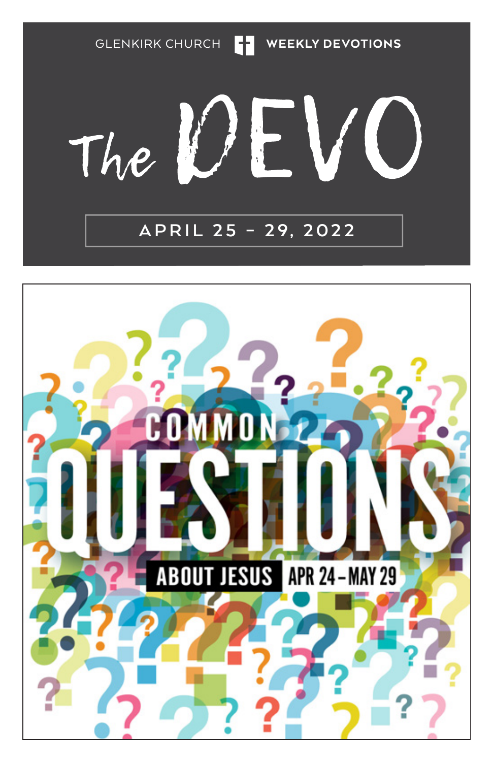GLENKIRK CHURCH | WEEKLY DEVOTIONS

# The DEVO

APRIL 25 – 29, 2022

## COMMON QUESTIONS

### ABOUT JESUS

APR 24 – MAY 29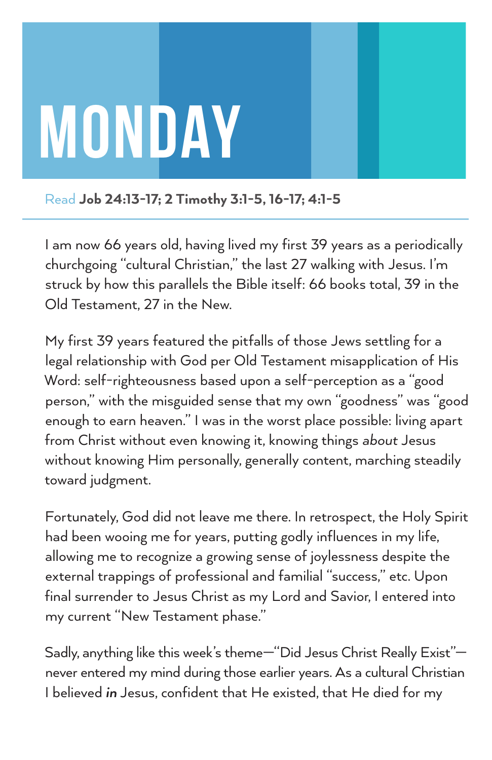# MONDAY

Read **Job 24:13-17; 2 Timothy 3:1-5, 16-17; 4:1-5**

I am now 66 years old, having lived my first 39 years as a periodically churchgoing "cultural Christian," the last 27 walking with Jesus. I'm struck by how this parallels the Bible itself: 66 books total, 39 in the Old Testament, 27 in the New.

My first 39 years featured the pitfalls of those Jews settling for a legal relationship with God per Old Testament misapplication of His Word: self-righteousness based upon a self-perception as a "good person," with the misguided sense that my own "goodness" was "good enough to earn heaven." I was in the worst place possible: living apart from Christ without even knowing it, knowing things *about* Jesus without knowing Him personally, generally content, marching steadily toward judgment.

Fortunately, God did not leave me there. In retrospect, the Holy Spirit had been wooing me for years, putting godly influences in my life, allowing me to recognize a growing sense of joylessness despite the external trappings of professional and familial "success," etc. Upon final surrender to Jesus Christ as my Lord and Savior, I entered into my current "New Testament phase."

Sadly, anything like this week's theme—"Did Jesus Christ Really Exist"—never entered my mind during those earlier years. As a cultural Christian I believed ***in*** Jesus, confident that He existed, that He died for my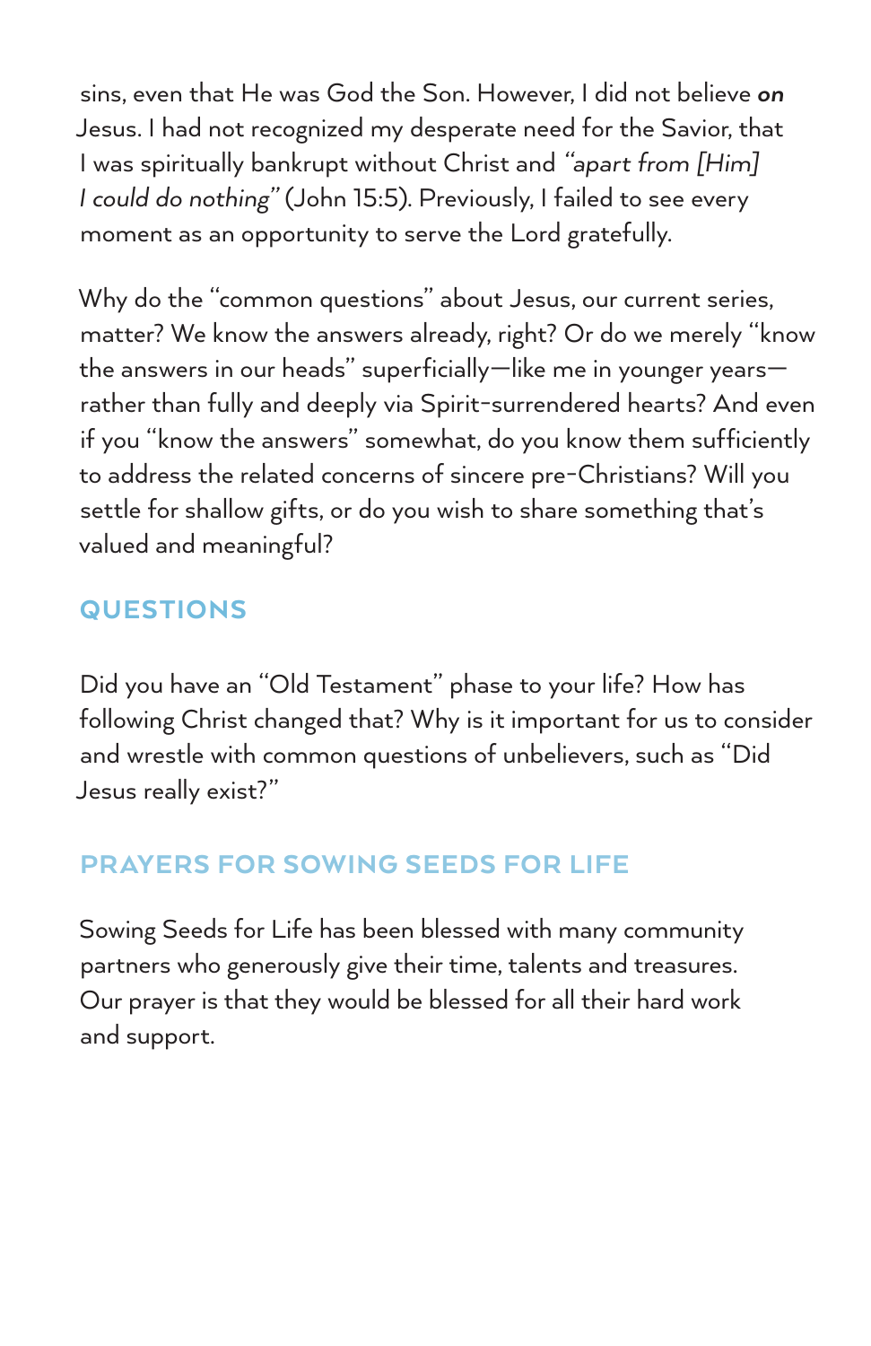sins, even that He was God the Son. However, I did not believe ***on*** Jesus. I had not recognized my desperate need for the Savior, that I was spiritually bankrupt without Christ and *"apart from [Him] I could do nothing"* (John 15:5). Previously, I failed to see every moment as an opportunity to serve the Lord gratefully.

Why do the "common questions" about Jesus, our current series, matter? We know the answers already, right? Or do we merely "know the answers in our heads" superficially—like me in younger years—rather than fully and deeply via Spirit-surrendered hearts? And even if you "know the answers" somewhat, do you know them sufficiently to address the related concerns of sincere pre-Christians? Will you settle for shallow gifts, or do you wish to share something that's valued and meaningful?

## QUESTIONS

Did you have an "Old Testament" phase to your life? How has following Christ changed that? Why is it important for us to consider and wrestle with common questions of unbelievers, such as "Did Jesus really exist?"

## PRAYERS FOR SOWING SEEDS FOR LIFE

Sowing Seeds for Life has been blessed with many community partners who generously give their time, talents and treasures. Our prayer is that they would be blessed for all their hard work and support.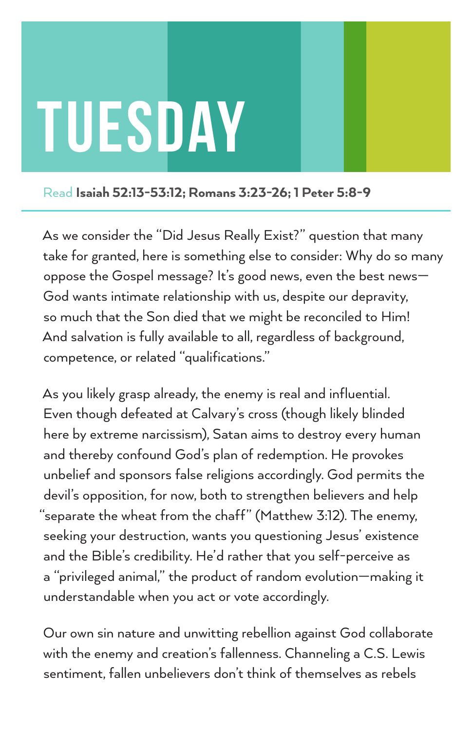# TUESDAY

Read **Isaiah 52:13-53:12; Romans 3:23-26; 1 Peter 5:8-9**

As we consider the "Did Jesus Really Exist?" question that many take for granted, here is something else to consider: Why do so many oppose the Gospel message? It's good news, even the best news—God wants intimate relationship with us, despite our depravity, so much that the Son died that we might be reconciled to Him! And salvation is fully available to all, regardless of background, competence, or related "qualifications."

As you likely grasp already, the enemy is real and influential. Even though defeated at Calvary's cross (though likely blinded here by extreme narcissism), Satan aims to destroy every human and thereby confound God's plan of redemption. He provokes unbelief and sponsors false religions accordingly. God permits the devil's opposition, for now, both to strengthen believers and help "separate the wheat from the chaff" (Matthew 3:12). The enemy, seeking your destruction, wants you questioning Jesus' existence and the Bible's credibility. He'd rather that you self-perceive as a "privileged animal," the product of random evolution—making it understandable when you act or vote accordingly.

Our own sin nature and unwitting rebellion against God collaborate with the enemy and creation's fallenness. Channeling a C.S. Lewis sentiment, fallen unbelievers don't think of themselves as rebels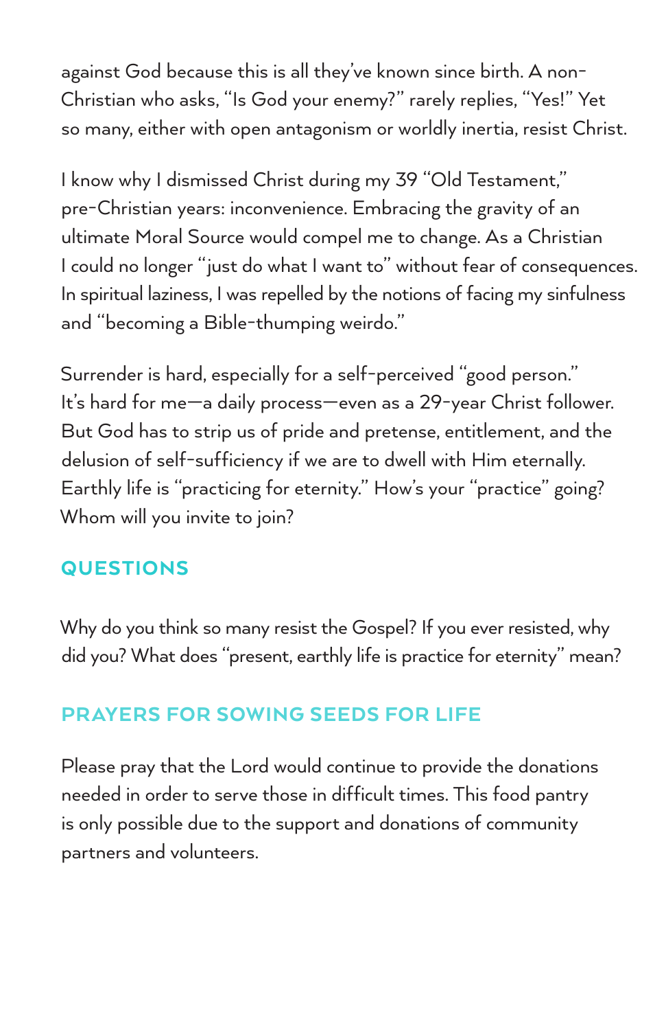against God because this is all they've known since birth. A non-Christian who asks, "Is God your enemy?" rarely replies, "Yes!" Yet so many, either with open antagonism or worldly inertia, resist Christ.

I know why I dismissed Christ during my 39 "Old Testament," pre-Christian years: inconvenience. Embracing the gravity of an ultimate Moral Source would compel me to change. As a Christian I could no longer "just do what I want to" without fear of consequences. In spiritual laziness, I was repelled by the notions of facing my sinfulness and "becoming a Bible-thumping weirdo."

Surrender is hard, especially for a self-perceived "good person." It's hard for me—a daily process—even as a 29-year Christ follower. But God has to strip us of pride and pretense, entitlement, and the delusion of self-sufficiency if we are to dwell with Him eternally. Earthly life is "practicing for eternity." How's your "practice" going? Whom will you invite to join?

## QUESTIONS

Why do you think so many resist the Gospel? If you ever resisted, why did you? What does "present, earthly life is practice for eternity" mean?

## PRAYERS FOR SOWING SEEDS FOR LIFE

Please pray that the Lord would continue to provide the donations needed in order to serve those in difficult times. This food pantry is only possible due to the support and donations of community partners and volunteers.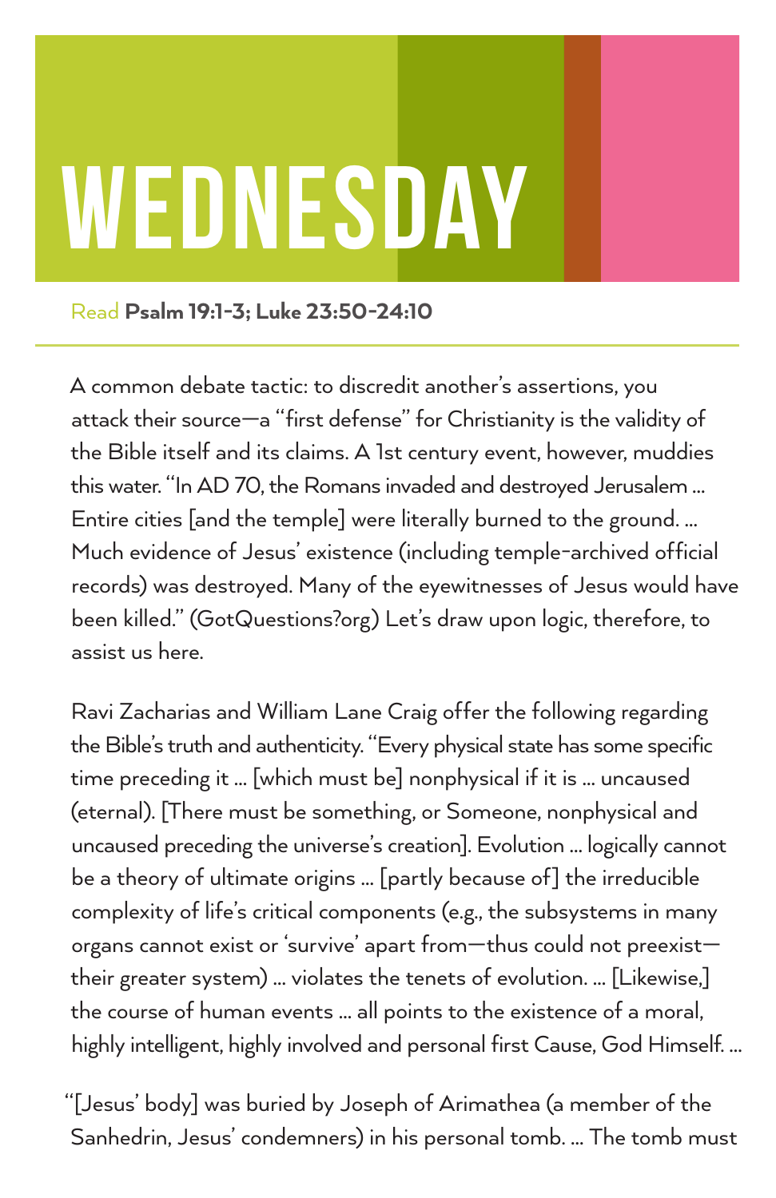# WEDNESDAY

Read **Psalm 19:1-3; Luke 23:50-24:10**

A common debate tactic: to discredit another's assertions, you attack their source—a "first defense" for Christianity is the validity of the Bible itself and its claims. A 1st century event, however, muddies this water. "In AD 70, the Romans invaded and destroyed Jerusalem ... Entire cities [and the temple] were literally burned to the ground. ... Much evidence of Jesus' existence (including temple-archived official records) was destroyed. Many of the eyewitnesses of Jesus would have been killed." (GotQuestions?org) Let's draw upon logic, therefore, to assist us here.

Ravi Zacharias and William Lane Craig offer the following regarding the Bible's truth and authenticity. "Every physical state has some specific time preceding it ... [which must be] nonphysical if it is ... uncaused (eternal). [There must be something, or Someone, nonphysical and uncaused preceding the universe's creation]. Evolution ... logically cannot be a theory of ultimate origins ... [partly because of] the irreducible complexity of life's critical components (e.g., the subsystems in many organs cannot exist or 'survive' apart from—thus could not preexist—their greater system) ... violates the tenets of evolution. ... [Likewise,] the course of human events ... all points to the existence of a moral, highly intelligent, highly involved and personal first Cause, God Himself. ...

"[Jesus' body] was buried by Joseph of Arimathea (a member of the Sanhedrin, Jesus' condemners) in his personal tomb. ... The tomb must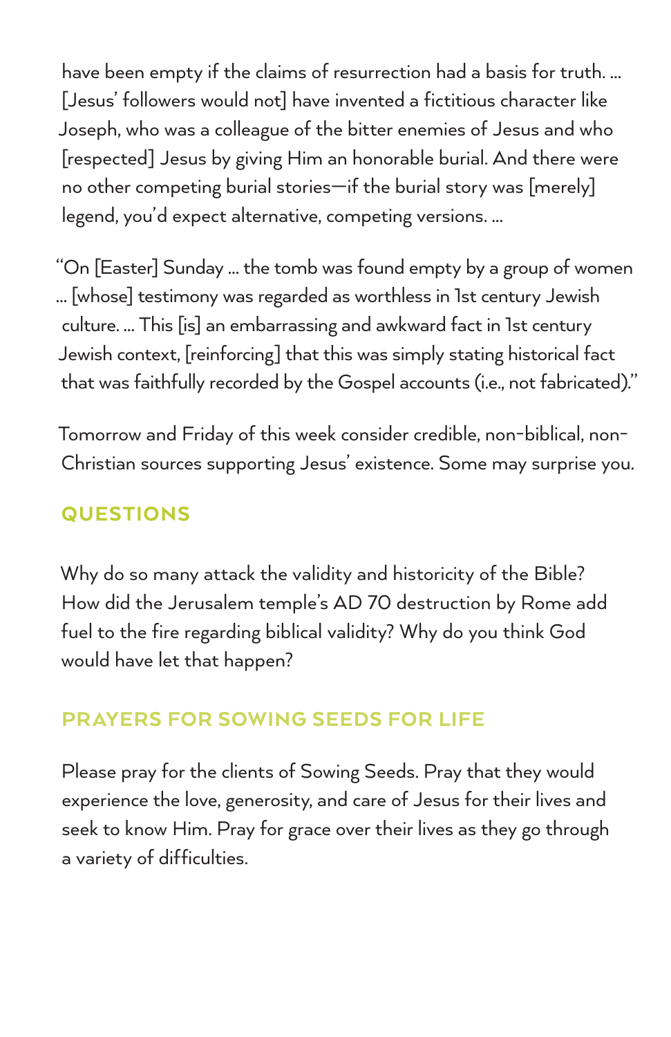have been empty if the claims of resurrection had a basis for truth. … [Jesus' followers would not] have invented a fictitious character like Joseph, who was a colleague of the bitter enemies of Jesus and who [respected] Jesus by giving Him an honorable burial. And there were no other competing burial stories—if the burial story was [merely] legend, you'd expect alternative, competing versions. …

"On [Easter] Sunday … the tomb was found empty by a group of women … [whose] testimony was regarded as worthless in 1st century Jewish culture. … This [is] an embarrassing and awkward fact in 1st century Jewish context, [reinforcing] that this was simply stating historical fact that was faithfully recorded by the Gospel accounts (i.e., not fabricated)."

Tomorrow and Friday of this week consider credible, non-biblical, non-Christian sources supporting Jesus' existence. Some may surprise you.

## QUESTIONS

Why do so many attack the validity and historicity of the Bible? How did the Jerusalem temple's AD 70 destruction by Rome add fuel to the fire regarding biblical validity? Why do you think God would have let that happen?

## PRAYERS FOR SOWING SEEDS FOR LIFE

Please pray for the clients of Sowing Seeds. Pray that they would experience the love, generosity, and care of Jesus for their lives and seek to know Him. Pray for grace over their lives as they go through a variety of difficulties.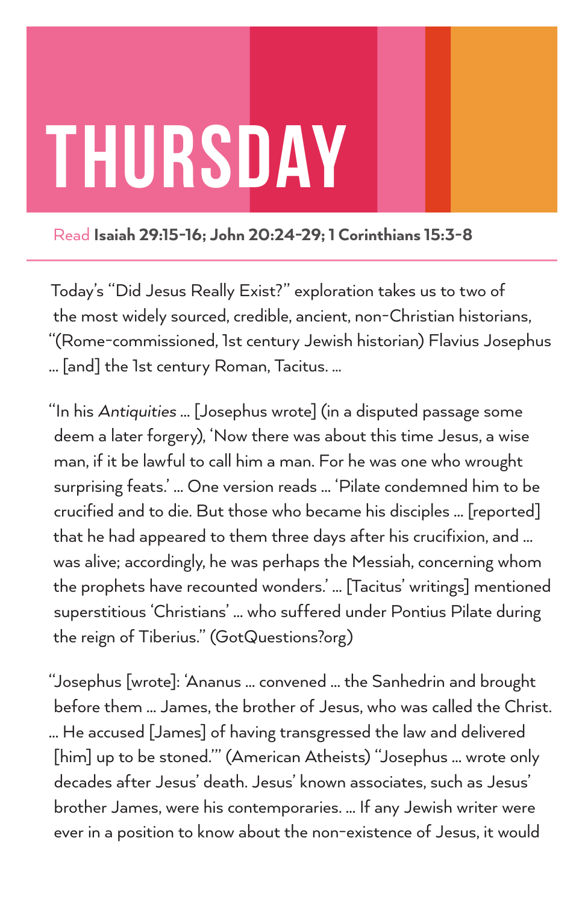# THURSDAY

Read **Isaiah 29:15-16; John 20:24-29; 1 Corinthians 15:3-8**

---

Today's "Did Jesus Really Exist?" exploration takes us to two of the most widely sourced, credible, ancient, non-Christian historians, "(Rome-commissioned, 1st century Jewish historian) Flavius Josephus … [and] the 1st century Roman, Tacitus. …

"In his *Antiquities* … [Josephus wrote] (in a disputed passage some deem a later forgery), 'Now there was about this time Jesus, a wise man, if it be lawful to call him a man. For he was one who wrought surprising feats.' … One version reads … 'Pilate condemned him to be crucified and to die. But those who became his disciples … [reported] that he had appeared to them three days after his crucifixion, and … was alive; accordingly, he was perhaps the Messiah, concerning whom the prophets have recounted wonders.' … [Tacitus' writings] mentioned superstitious 'Christians' … who suffered under Pontius Pilate during the reign of Tiberius." (GotQuestions?org)

"Josephus [wrote]: 'Ananus … convened … the Sanhedrin and brought before them … James, the brother of Jesus, who was called the Christ. … He accused [James] of having transgressed the law and delivered [him] up to be stoned.'" (American Atheists) "Josephus … wrote only decades after Jesus' death. Jesus' known associates, such as Jesus' brother James, were his contemporaries. … If any Jewish writer were ever in a position to know about the non-existence of Jesus, it would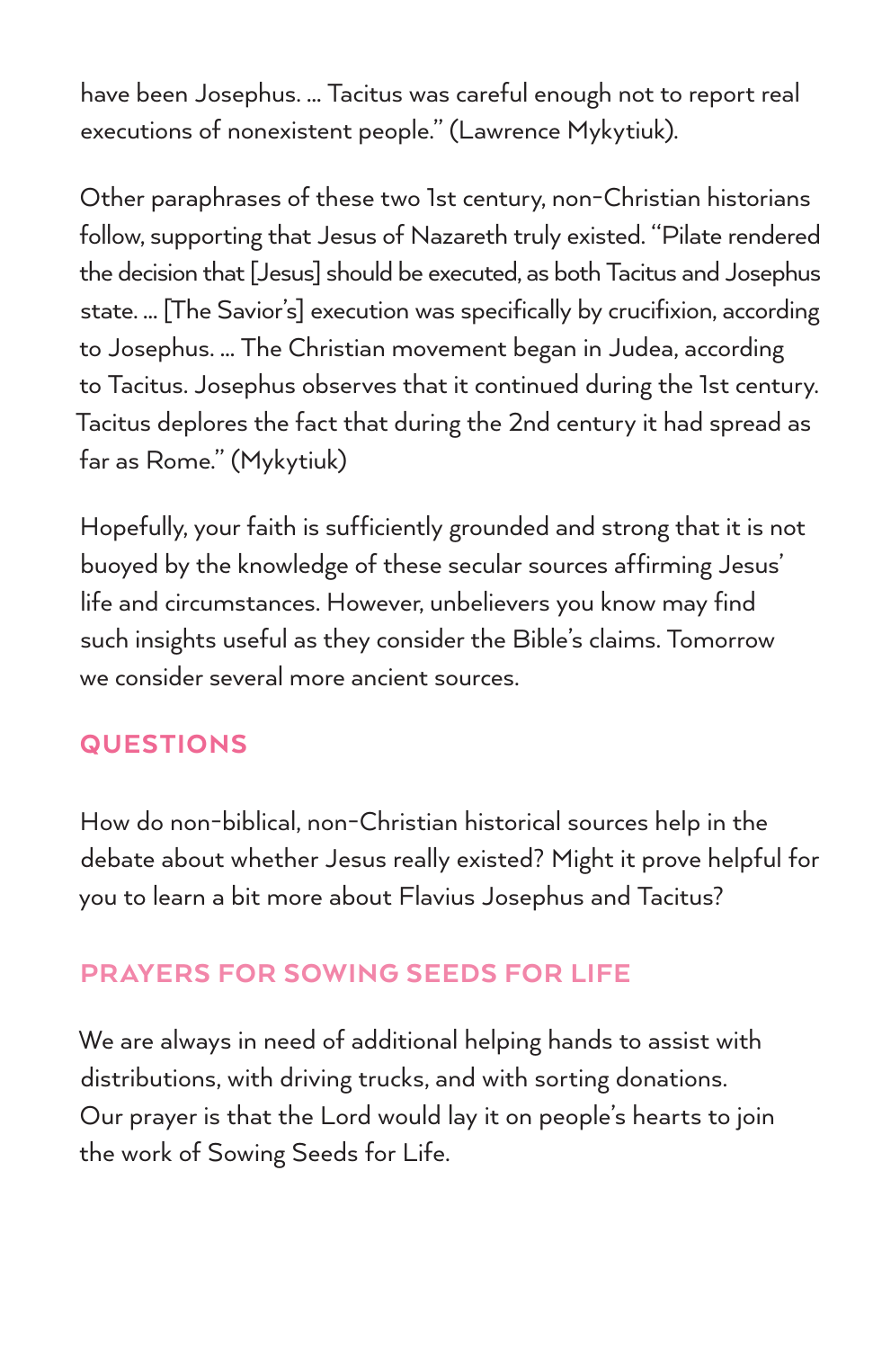have been Josephus. … Tacitus was careful enough not to report real executions of nonexistent people." (Lawrence Mykytiuk).

Other paraphrases of these two 1st century, non-Christian historians follow, supporting that Jesus of Nazareth truly existed. "Pilate rendered the decision that [Jesus] should be executed, as both Tacitus and Josephus state. … [The Savior's] execution was specifically by crucifixion, according to Josephus. … The Christian movement began in Judea, according to Tacitus. Josephus observes that it continued during the 1st century. Tacitus deplores the fact that during the 2nd century it had spread as far as Rome." (Mykytiuk)

Hopefully, your faith is sufficiently grounded and strong that it is not buoyed by the knowledge of these secular sources affirming Jesus' life and circumstances. However, unbelievers you know may find such insights useful as they consider the Bible's claims. Tomorrow we consider several more ancient sources.

## QUESTIONS

How do non-biblical, non-Christian historical sources help in the debate about whether Jesus really existed? Might it prove helpful for you to learn a bit more about Flavius Josephus and Tacitus?

## PRAYERS FOR SOWING SEEDS FOR LIFE

We are always in need of additional helping hands to assist with distributions, with driving trucks, and with sorting donations. Our prayer is that the Lord would lay it on people's hearts to join the work of Sowing Seeds for Life.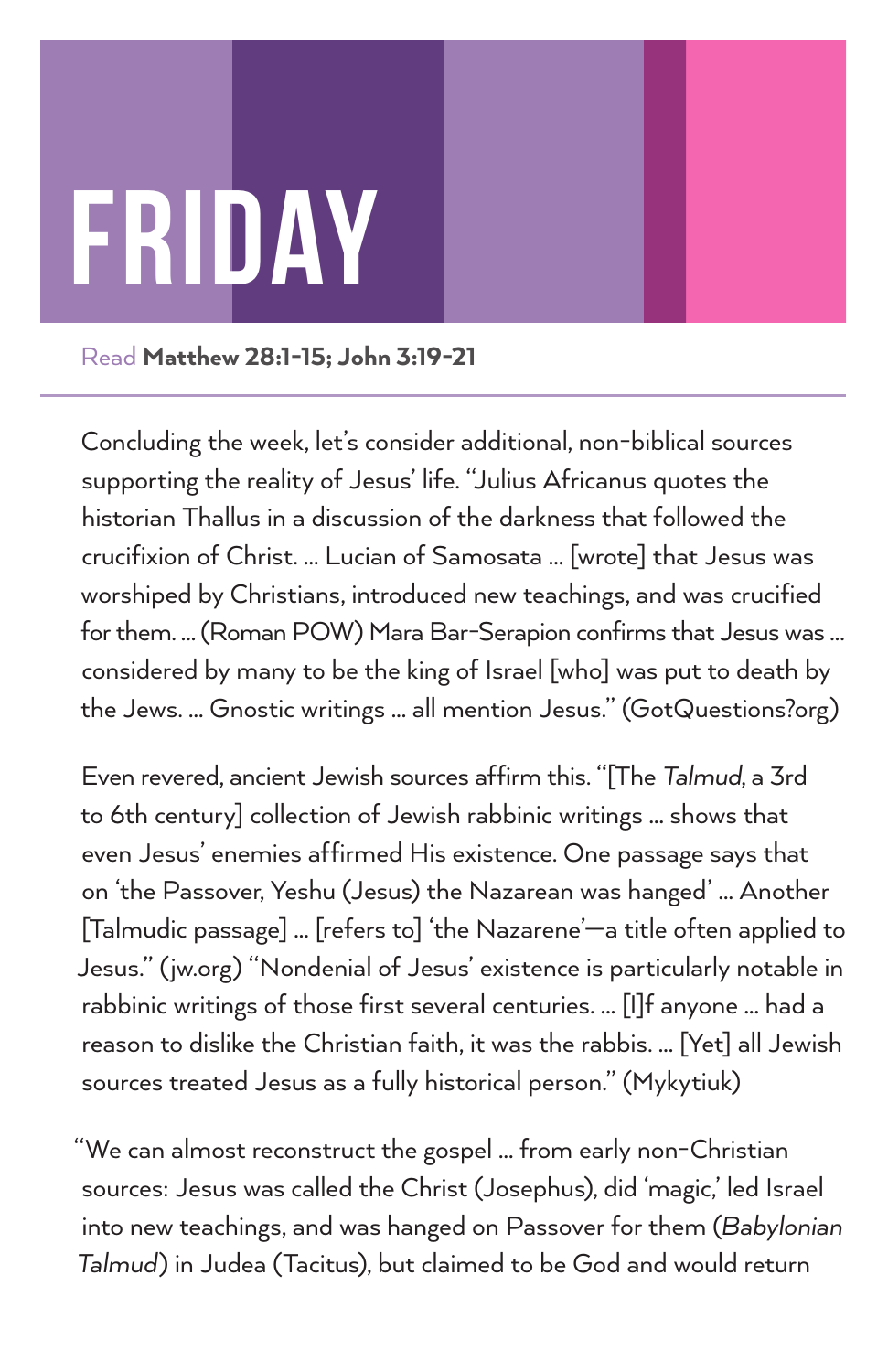# FRIDAY

Read **Matthew 28:1-15; John 3:19-21**

Concluding the week, let's consider additional, non-biblical sources supporting the reality of Jesus' life. "Julius Africanus quotes the historian Thallus in a discussion of the darkness that followed the crucifixion of Christ. … Lucian of Samosata … [wrote] that Jesus was worshiped by Christians, introduced new teachings, and was crucified for them. … (Roman POW) Mara Bar-Serapion confirms that Jesus was … considered by many to be the king of Israel [who] was put to death by the Jews. … Gnostic writings … all mention Jesus." (GotQuestions?org)

Even revered, ancient Jewish sources affirm this. "[The *Talmud*, a 3rd to 6th century] collection of Jewish rabbinic writings … shows that even Jesus' enemies affirmed His existence. One passage says that on 'the Passover, Yeshu (Jesus) the Nazarean was hanged' … Another [Talmudic passage] … [refers to] 'the Nazarene'—a title often applied to Jesus." (jw.org) "Nondenial of Jesus' existence is particularly notable in rabbinic writings of those first several centuries. … [I]f anyone … had a reason to dislike the Christian faith, it was the rabbis. … [Yet] all Jewish sources treated Jesus as a fully historical person." (Mykytiuk)

"We can almost reconstruct the gospel … from early non-Christian sources: Jesus was called the Christ (Josephus), did 'magic,' led Israel into new teachings, and was hanged on Passover for them (*Babylonian Talmud*) in Judea (Tacitus), but claimed to be God and would return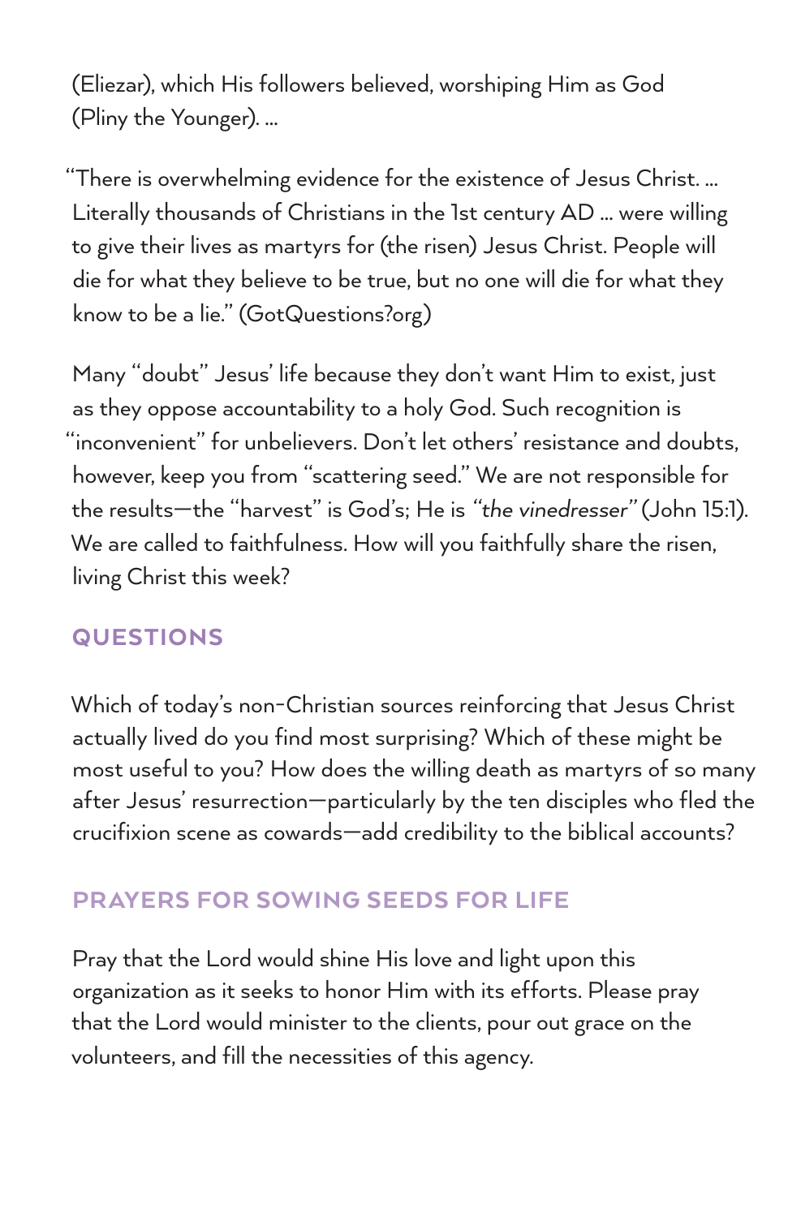(Eliezar), which His followers believed, worshiping Him as God (Pliny the Younger). ...

"There is overwhelming evidence for the existence of Jesus Christ. ... Literally thousands of Christians in the 1st century AD ... were willing to give their lives as martyrs for (the risen) Jesus Christ. People will die for what they believe to be true, but no one will die for what they know to be a lie." (GotQuestions?org)

Many "doubt" Jesus' life because they don't want Him to exist, just as they oppose accountability to a holy God. Such recognition is "inconvenient" for unbelievers. Don't let others' resistance and doubts, however, keep you from "scattering seed." We are not responsible for the results—the "harvest" is God's; He is *"the vinedresser"* (John 15:1). We are called to faithfulness. How will you faithfully share the risen, living Christ this week?

## QUESTIONS

Which of today's non-Christian sources reinforcing that Jesus Christ actually lived do you find most surprising? Which of these might be most useful to you? How does the willing death as martyrs of so many after Jesus' resurrection—particularly by the ten disciples who fled the crucifixion scene as cowards—add credibility to the biblical accounts?

## PRAYERS FOR SOWING SEEDS FOR LIFE

Pray that the Lord would shine His love and light upon this organization as it seeks to honor Him with its efforts. Please pray that the Lord would minister to the clients, pour out grace on the volunteers, and fill the necessities of this agency.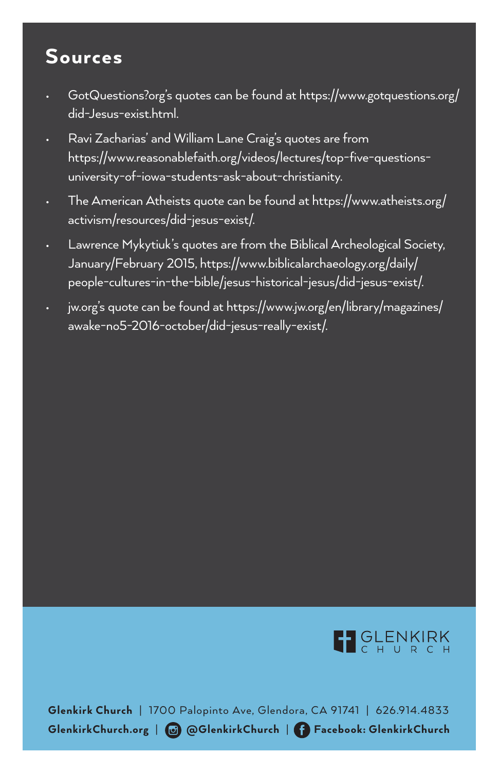## Sources

- GotQuestions?org's quotes can be found at https://www.gotquestions.org/did-Jesus-exist.html.
- Ravi Zacharias' and William Lane Craig's quotes are from https://www.reasonablefaith.org/videos/lectures/top-five-questions-university-of-iowa-students-ask-about-christianity.
- The American Atheists quote can be found at https://www.atheists.org/activism/resources/did-jesus-exist/.
- Lawrence Mykytiuk's quotes are from the Biblical Archeological Society, January/February 2015, https://www.biblicalarchaeology.org/daily/people-cultures-in-the-bible/jesus-historical-jesus/did-jesus-exist/.
- jw.org's quote can be found at https://www.jw.org/en/library/magazines/awake-no5-2016-october/did-jesus-really-exist/.

GLENKIRK CHURCH

**Glenkirk Church** | 1700 Palopinto Ave, Glendora, CA 91741 | 626.914.4833
**GlenkirkChurch.org** | **@GlenkirkChurch** | **Facebook: GlenkirkChurch**